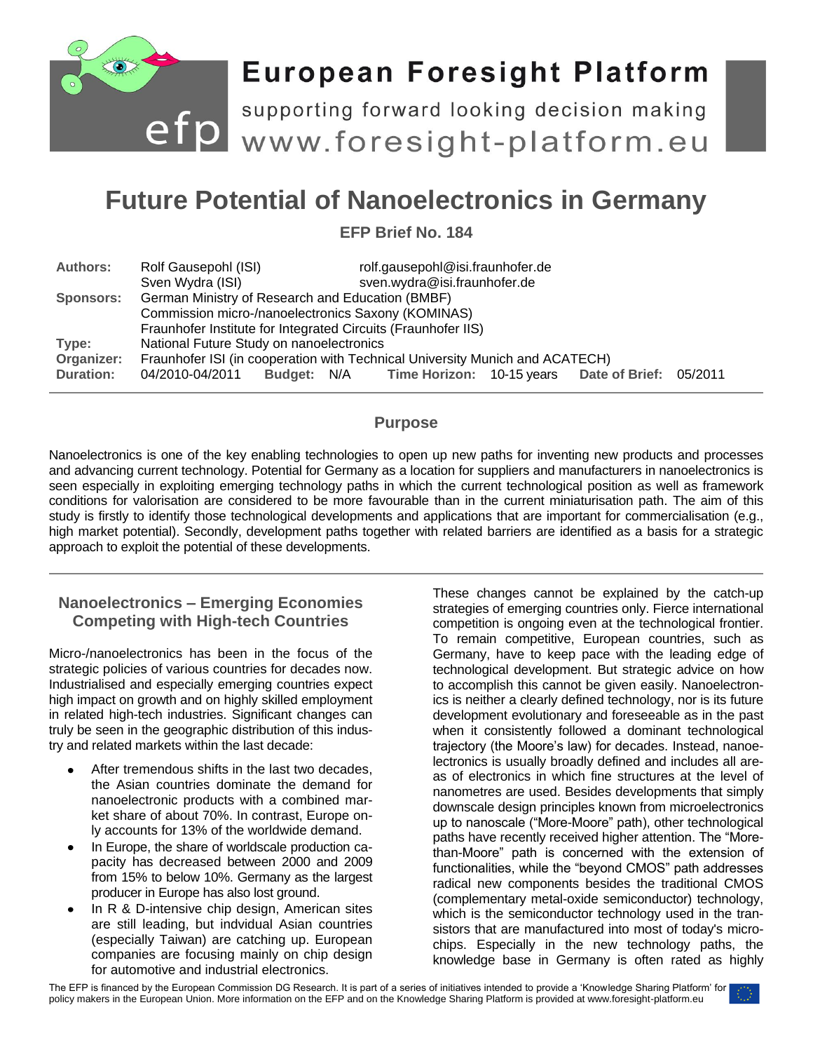# Future Potential of Nanoelectronics in Germany

**EFP Brief No. 184**

| | |
|---|---|
| **Authors:** | Rolf Gausepohl (ISI) rolf.gausepohl@isi.fraunhofer.de<br>Sven Wydra (ISI) sven.wydra@isi.fraunhofer.de |
| **Sponsors:** | German Ministry of Research and Education (BMBF)<br>Commission micro-/nanoelectronics Saxony (KOMINAS)<br>Fraunhofer Institute for Integrated Circuits (Fraunhofer IIS) |
| **Type:** | National Future Study on nanoelectronics |
| **Organizer:** | Fraunhofer ISI (in cooperation with Technical University Munich and ACATECH) |
| **Duration:** | 04/2010-04/2011 **Budget:** N/A **Time Horizon:** 10-15 years **Date of Brief:** 05/2011 |

## Purpose

Nanoelectronics is one of the key enabling technologies to open up new paths for inventing new products and processes and advancing current technology. Potential for Germany as a location for suppliers and manufacturers in nanoelectronics is seen especially in exploiting emerging technology paths in which the current technological position as well as framework conditions for valorisation are considered to be more favourable than in the current miniaturisation path. The aim of this study is firstly to identify those technological developments and applications that are important for commercialisation (e.g., high market potential). Secondly, development paths together with related barriers are identified as a basis for a strategic approach to exploit the potential of these developments.

## Nanoelectronics – Emerging Economies Competing with High-tech Countries

Micro-/nanoelectronics has been in the focus of the strategic policies of various countries for decades now. Industrialised and especially emerging countries expect high impact on growth and on highly skilled employment in related high-tech industries. Significant changes can truly be seen in the geographic distribution of this industry and related markets within the last decade:

- After tremendous shifts in the last two decades, the Asian countries dominate the demand for nanoelectronic products with a combined market share of about 70%. In contrast, Europe only accounts for 13% of the worldwide demand.
- In Europe, the share of worldscale production capacity has decreased between 2000 and 2009 from 15% to below 10%. Germany as the largest producer in Europe has also lost ground.
- In R & D-intensive chip design, American sites are still leading, but indvidual Asian countries (especially Taiwan) are catching up. European companies are focusing mainly on chip design for automotive and industrial electronics.

These changes cannot be explained by the catch-up strategies of emerging countries only. Fierce international competition is ongoing even at the technological frontier. To remain competitive, European countries, such as Germany, have to keep pace with the leading edge of technological development. But strategic advice on how to accomplish this cannot be given easily. Nanoelectronics is neither a clearly defined technology, nor is its future development evolutionary and foreseeable as in the past when it consistently followed a dominant technological trajectory (the Moore's law) for decades. Instead, nanoelectronics is usually broadly defined and includes all areas of electronics in which fine structures at the level of nanometres are used. Besides developments that simply downscale design principles known from microelectronics up to nanoscale ("More-Moore" path), other technological paths have recently received higher attention. The "More-than-Moore" path is concerned with the extension of functionalities, while the "beyond CMOS" path addresses radical new components besides the traditional CMOS (complementary metal-oxide semiconductor) technology, which is the semiconductor technology used in the transistors that are manufactured into most of today's microchips. Especially in the new technology paths, the knowledge base in Germany is often rated as highly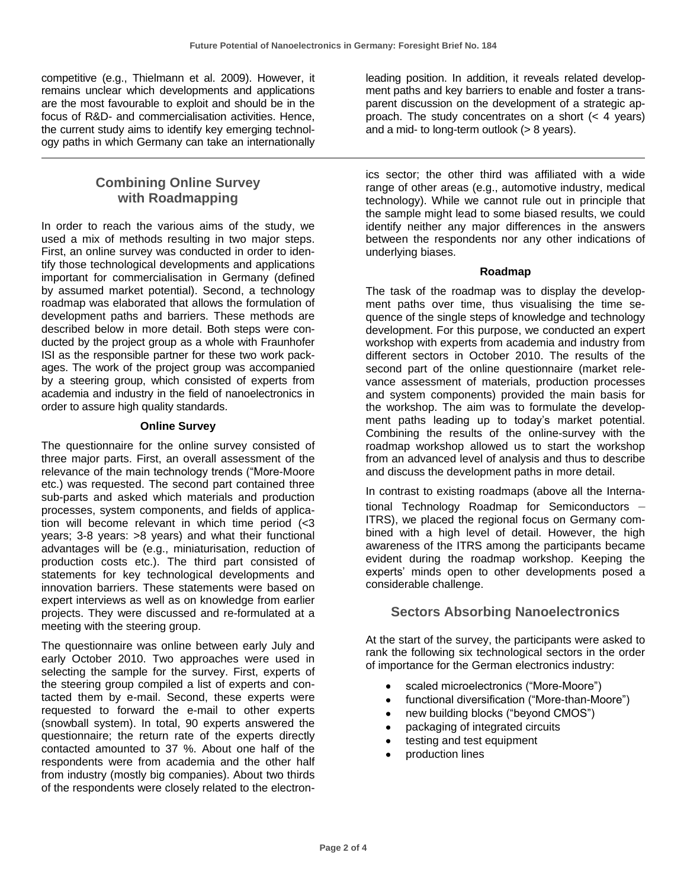competitive (e.g., Thielmann et al. 2009). However, it remains unclear which developments and applications are the most favourable to exploit and should be in the focus of R&D- and commercialisation activities. Hence, the current study aims to identify key emerging technology paths in which Germany can take an internationally leading position. In addition, it reveals related development paths and key barriers to enable and foster a transparent discussion on the development of a strategic approach. The study concentrates on a short (< 4 years) and a mid- to long-term outlook (> 8 years).

## Combining Online Survey with Roadmapping

In order to reach the various aims of the study, we used a mix of methods resulting in two major steps. First, an online survey was conducted in order to identify those technological developments and applications important for commercialisation in Germany (defined by assumed market potential). Second, a technology roadmap was elaborated that allows the formulation of development paths and barriers. These methods are described below in more detail. Both steps were conducted by the project group as a whole with Fraunhofer ISI as the responsible partner for these two work packages. The work of the project group was accompanied by a steering group, which consisted of experts from academia and industry in the field of nanoelectronics in order to assure high quality standards.

### Online Survey

The questionnaire for the online survey consisted of three major parts. First, an overall assessment of the relevance of the main technology trends ("More-Moore etc.) was requested. The second part contained three sub-parts and asked which materials and production processes, system components, and fields of application will become relevant in which time period (<3 years; 3-8 years: >8 years) and what their functional advantages will be (e.g., miniaturisation, reduction of production costs etc.). The third part consisted of statements for key technological developments and innovation barriers. These statements were based on expert interviews as well as on knowledge from earlier projects. They were discussed and re-formulated at a meeting with the steering group.

The questionnaire was online between early July and early October 2010. Two approaches were used in selecting the sample for the survey. First, experts of the steering group compiled a list of experts and contacted them by e-mail. Second, these experts were requested to forward the e-mail to other experts (snowball system). In total, 90 experts answered the questionnaire; the return rate of the experts directly contacted amounted to 37 %. About one half of the respondents were from academia and the other half from industry (mostly big companies). About two thirds of the respondents were closely related to the electronics sector; the other third was affiliated with a wide range of other areas (e.g., automotive industry, medical technology). While we cannot rule out in principle that the sample might lead to some biased results, we could identify neither any major differences in the answers between the respondents nor any other indications of underlying biases.

### Roadmap

The task of the roadmap was to display the development paths over time, thus visualising the time sequence of the single steps of knowledge and technology development. For this purpose, we conducted an expert workshop with experts from academia and industry from different sectors in October 2010. The results of the second part of the online questionnaire (market relevance assessment of materials, production processes and system components) provided the main basis for the workshop. The aim was to formulate the development paths leading up to today's market potential. Combining the results of the online-survey with the roadmap workshop allowed us to start the workshop from an advanced level of analysis and thus to describe and discuss the development paths in more detail.

In contrast to existing roadmaps (above all the International Technology Roadmap for Semiconductors – ITRS), we placed the regional focus on Germany combined with a high level of detail. However, the high awareness of the ITRS among the participants became evident during the roadmap workshop. Keeping the experts' minds open to other developments posed a considerable challenge.

## Sectors Absorbing Nanoelectronics

At the start of the survey, the participants were asked to rank the following six technological sectors in the order of importance for the German electronics industry:

- scaled microelectronics ("More-Moore")
- functional diversification ("More-than-Moore")
- new building blocks ("beyond CMOS")
- packaging of integrated circuits
- testing and test equipment
- production lines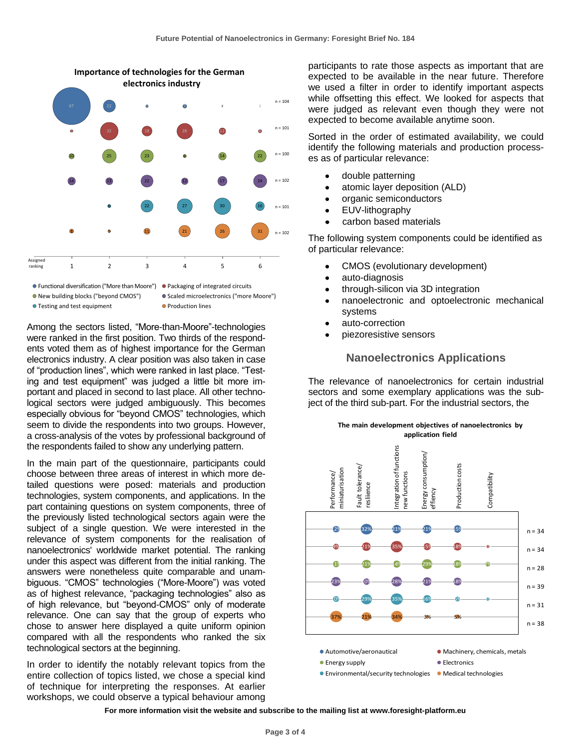**Importance of technologies for the German electronics industry**

| Assigned ranking | 1 | 2 | 3 | 4 | 5 | 6 | n |
|---|---|---|---|---|---|---|---|
| Functional diversification ("More than Moore") | 67 | 22 | | | | | n = 104 |
| Packaging of integrated circuits | | 32 | 18 | 28 | 12 | | n = 101 |
| New building blocks ("beyond CMOS") | 10 | 25 | 23 | | 14 | 22 | n = 100 |
| Scaled microelectronics ("more Moore") | 14 | 13 | 22 | 12 | 17 | 24 | n = 102 |
| Testing and test equipment | | | 22 | 27 | 30 | 16 | n = 101 |
| Production lines | 8 | | 11 | 21 | 26 | 31 | n = 102 |

Among the sectors listed, "More-than-Moore"-technologies were ranked in the first position. Two thirds of the respondents voted them as of highest importance for the German electronics industry. A clear position was also taken in case of "production lines", which were ranked in last place. "Testing and test equipment" was judged a little bit more important and placed in second to last place. All other technological sectors were judged ambiguously. This becomes especially obvious for "beyond CMOS" technologies, which seem to divide the respondents into two groups. However, a cross-analysis of the votes by professional background of the respondents failed to show any underlying pattern.

In the main part of the questionnaire, participants could choose between three areas of interest in which more detailed questions were posed: materials and production technologies, system components, and applications. In the part containing questions on system components, three of the previously listed technological sectors again were the subject of a single question. We were interested in the relevance of system components for the realisation of nanoelectronics' worldwide market potential. The ranking under this aspect was different from the initial ranking. The answers were nonetheless quite comparable and unambiguous. "CMOS" technologies ("More-Moore") was voted as of highest relevance, "packaging technologies" also as of high relevance, but "beyond-CMOS" only of moderate relevance. One can say that the group of experts who chose to answer here displayed a quite uniform opinion compared with all the respondents who ranked the six technological sectors at the beginning.

In order to identify the notably relevant topics from the entire collection of topics listed, we chose a special kind of technique for interpreting the responses. At earlier workshops, we could observe a typical behaviour among participants to rate those aspects as important that are expected to be available in the near future. Therefore we used a filter in order to identify important aspects while offsetting this effect. We looked for aspects that were judged as relevant even though they were not expected to become available anytime soon.

Sorted in the order of estimated availability, we could identify the following materials and production processes as of particular relevance:

- double patterning
- atomic layer deposition (ALD)
- organic semiconductors
- EUV-lithography
- carbon based materials

The following system components could be identified as of particular relevance:

- CMOS (evolutionary development)
- auto-diagnosis
- through-silicon via 3D integration
- nanoelectronic and optoelectronic mechanical systems
- auto-correction
- piezoresistive sensors

## Nanoelectronics Applications

The relevance of nanoelectronics for certain industrial sectors and some exemplary applications was the subject of the third sub-part. For the industrial sectors, the

**The main development objectives of nanoelectronics by application field**

| | Performance/ miniaturisation | Fault tolerance/ resilience | Integration of functions new functions | Energy consumption/ effiency | Production costs | Compatibility | n |
|---|---|---|---|---|---|---|---|
| Automotive/aeronautical | 2% | 32% | 21% | 21% | 15% | | n = 34 |
| Machinery, chemicals, metals | 5% | 21% | 35% | 15% | 18% | 6% | n = 34 |
| Energy supply | 11% | 21% | 14% | 29% | 18% | 7% | n = 28 |
| Electronics | 23% | 10% | 28% | 21% | 18% | | n = 39 |
| Environmental/security technologies | 10% | 29% | 35% | 16% | 6% | 3% | n = 31 |
| Medical technologies | 37% | 21% | 34% | 3% | 5% | | n = 38 |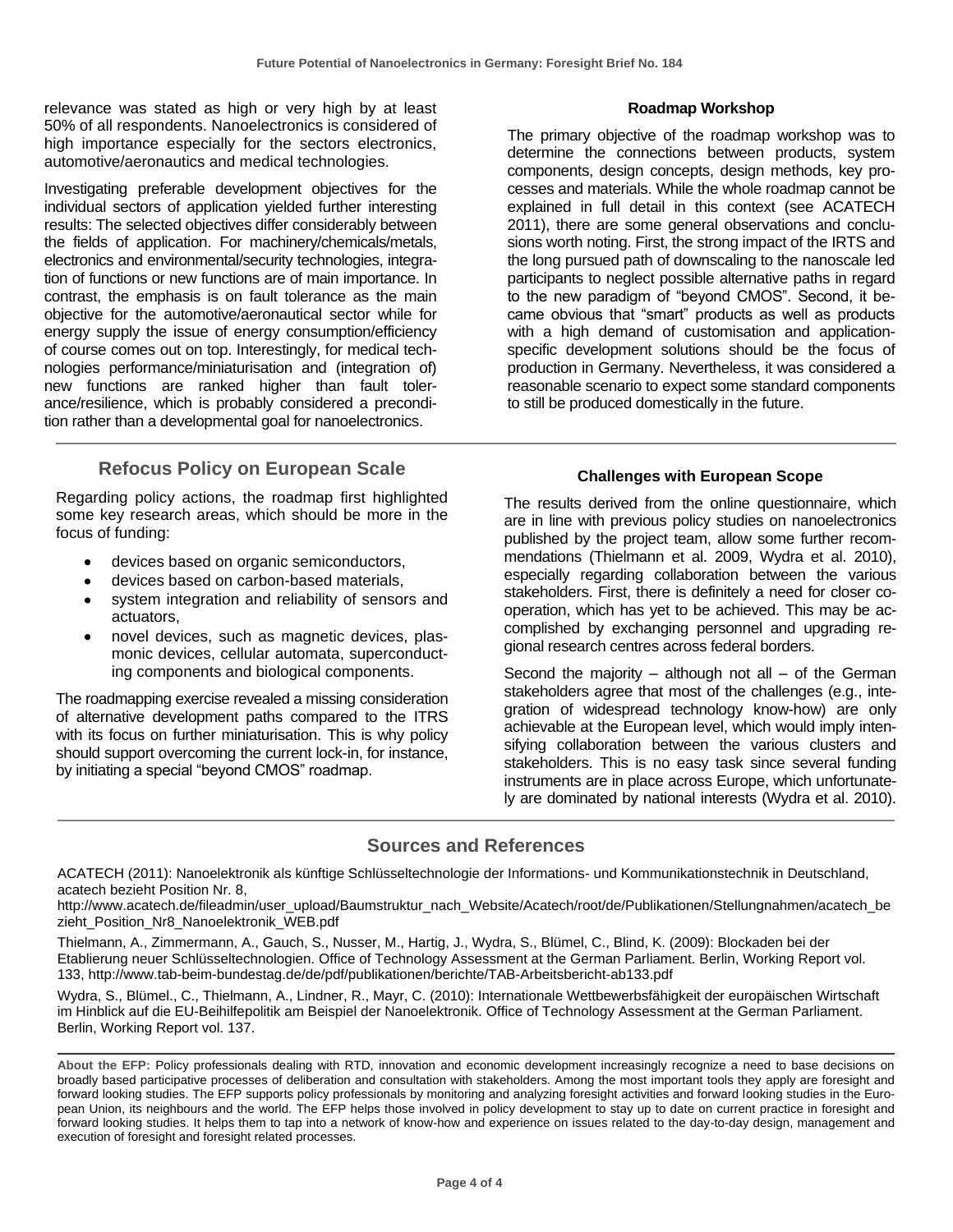relevance was stated as high or very high by at least 50% of all respondents. Nanoelectronics is considered of high importance especially for the sectors electronics, automotive/aeronautics and medical technologies.

Investigating preferable development objectives for the individual sectors of application yielded further interesting results: The selected objectives differ considerably between the fields of application. For machinery/chemicals/metals, electronics and environmental/security technologies, integration of functions or new functions are of main importance. In contrast, the emphasis is on fault tolerance as the main objective for the automotive/aeronautical sector while for energy supply the issue of energy consumption/efficiency of course comes out on top. Interestingly, for medical technologies performance/miniaturisation and (integration of) new functions are ranked higher than fault tolerance/resilience, which is probably considered a precondition rather than a developmental goal for nanoelectronics.

### Roadmap Workshop

The primary objective of the roadmap workshop was to determine the connections between products, system components, design concepts, design methods, key processes and materials. While the whole roadmap cannot be explained in full detail in this context (see ACATECH 2011), there are some general observations and conclusions worth noting. First, the strong impact of the IRTS and the long pursued path of downscaling to the nanoscale led participants to neglect possible alternative paths in regard to the new paradigm of "beyond CMOS". Second, it became obvious that "smart" products as well as products with a high demand of customisation and application-specific development solutions should be the focus of production in Germany. Nevertheless, it was considered a reasonable scenario to expect some standard components to still be produced domestically in the future.

## Refocus Policy on European Scale

Regarding policy actions, the roadmap first highlighted some key research areas, which should be more in the focus of funding:

- devices based on organic semiconductors,
- devices based on carbon-based materials,
- system integration and reliability of sensors and actuators,
- novel devices, such as magnetic devices, plasmonic devices, cellular automata, superconducting components and biological components.

The roadmapping exercise revealed a missing consideration of alternative development paths compared to the ITRS with its focus on further miniaturisation. This is why policy should support overcoming the current lock-in, for instance, by initiating a special "beyond CMOS" roadmap.

### Challenges with European Scope

The results derived from the online questionnaire, which are in line with previous policy studies on nanoelectronics published by the project team, allow some further recommendations (Thielmann et al. 2009, Wydra et al. 2010), especially regarding collaboration between the various stakeholders. First, there is definitely a need for closer cooperation, which has yet to be achieved. This may be accomplished by exchanging personnel and upgrading regional research centres across federal borders.

Second the majority – although not all – of the German stakeholders agree that most of the challenges (e.g., integration of widespread technology know-how) are only achievable at the European level, which would imply intensifying collaboration between the various clusters and stakeholders. This is no easy task since several funding instruments are in place across Europe, which unfortunately are dominated by national interests (Wydra et al. 2010).

## Sources and References

ACATECH (2011): Nanoelektronik als künftige Schlüsseltechnologie der Informations- und Kommunikationstechnik in Deutschland, acatech bezieht Position Nr. 8, http://www.acatech.de/fileadmin/user_upload/Baumstruktur_nach_Website/Acatech/root/de/Publikationen/Stellungnahmen/acatech_bezieht_Position_Nr8_Nanoelektronik_WEB.pdf

Thielmann, A., Zimmermann, A., Gauch, S., Nusser, M., Hartig, J., Wydra, S., Blümel, C., Blind, K. (2009): Blockaden bei der Etablierung neuer Schlüsseltechnologien. Office of Technology Assessment at the German Parliament. Berlin, Working Report vol. 133, http://www.tab-beim-bundestag.de/de/pdf/publikationen/berichte/TAB-Arbeitsbericht-ab133.pdf

Wydra, S., Blümel., C., Thielmann, A., Lindner, R., Mayr, C. (2010): Internationale Wettbewerbsfähigkeit der europäischen Wirtschaft im Hinblick auf die EU-Beihilfepolitik am Beispiel der Nanoelektronik. Office of Technology Assessment at the German Parliament. Berlin, Working Report vol. 137.

**About the EFP:** Policy professionals dealing with RTD, innovation and economic development increasingly recognize a need to base decisions on broadly based participative processes of deliberation and consultation with stakeholders. Among the most important tools they apply are foresight and forward looking studies. The EFP supports policy professionals by monitoring and analyzing foresight activities and forward looking studies in the European Union, its neighbours and the world. The EFP helps those involved in policy development to stay up to date on current practice in foresight and forward looking studies. It helps them to tap into a network of know-how and experience on issues related to the day-to-day design, management and execution of foresight and foresight related processes.